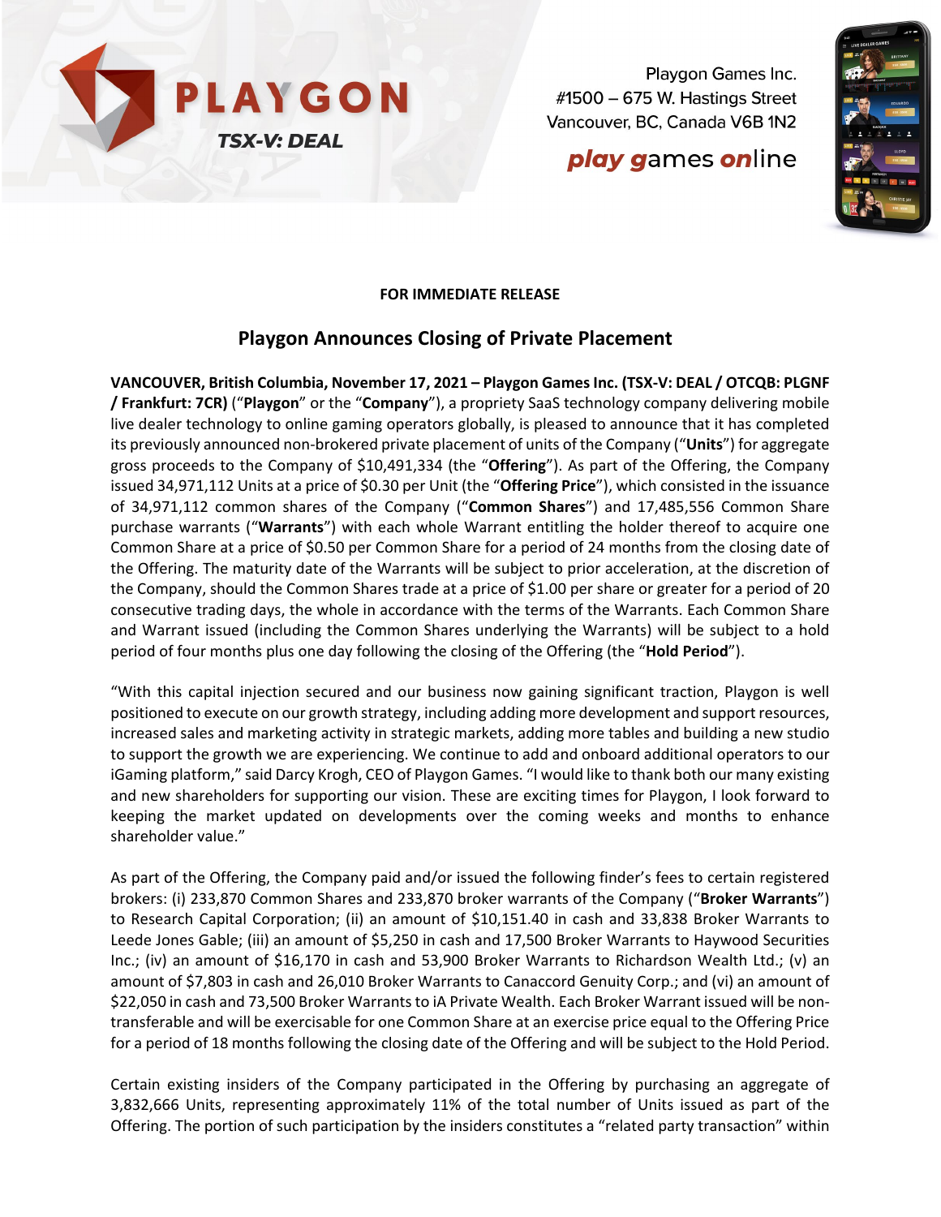PLAYGON

*TSX-V: DEAL*

Playgon Games Inc.
#1500 – 675 W. Hastings Street
Vancouver, BC, Canada V6B 1N2

***play games online***

**FOR IMMEDIATE RELEASE**

## Playgon Announces Closing of Private Placement

**VANCOUVER, British Columbia, November 17, 2021 – Playgon Games Inc. (TSX-V: DEAL / OTCQB: PLGNF / Frankfurt: 7CR)** ("**Playgon**" or the "**Company**"), a propriety SaaS technology company delivering mobile live dealer technology to online gaming operators globally, is pleased to announce that it has completed its previously announced non-brokered private placement of units of the Company ("**Units**") for aggregate gross proceeds to the Company of $10,491,334 (the "**Offering**"). As part of the Offering, the Company issued 34,971,112 Units at a price of $0.30 per Unit (the "**Offering Price**"), which consisted in the issuance of 34,971,112 common shares of the Company ("**Common Shares**") and 17,485,556 Common Share purchase warrants ("**Warrants**") with each whole Warrant entitling the holder thereof to acquire one Common Share at a price of $0.50 per Common Share for a period of 24 months from the closing date of the Offering. The maturity date of the Warrants will be subject to prior acceleration, at the discretion of the Company, should the Common Shares trade at a price of $1.00 per share or greater for a period of 20 consecutive trading days, the whole in accordance with the terms of the Warrants. Each Common Share and Warrant issued (including the Common Shares underlying the Warrants) will be subject to a hold period of four months plus one day following the closing of the Offering (the "**Hold Period**").

"With this capital injection secured and our business now gaining significant traction, Playgon is well positioned to execute on our growth strategy, including adding more development and support resources, increased sales and marketing activity in strategic markets, adding more tables and building a new studio to support the growth we are experiencing. We continue to add and onboard additional operators to our iGaming platform," said Darcy Krogh, CEO of Playgon Games. "I would like to thank both our many existing and new shareholders for supporting our vision. These are exciting times for Playgon, I look forward to keeping the market updated on developments over the coming weeks and months to enhance shareholder value."

As part of the Offering, the Company paid and/or issued the following finder's fees to certain registered brokers: (i) 233,870 Common Shares and 233,870 broker warrants of the Company ("**Broker Warrants**") to Research Capital Corporation; (ii) an amount of $10,151.40 in cash and 33,838 Broker Warrants to Leede Jones Gable; (iii) an amount of $5,250 in cash and 17,500 Broker Warrants to Haywood Securities Inc.; (iv) an amount of $16,170 in cash and 53,900 Broker Warrants to Richardson Wealth Ltd.; (v) an amount of $7,803 in cash and 26,010 Broker Warrants to Canaccord Genuity Corp.; and (vi) an amount of $22,050 in cash and 73,500 Broker Warrants to iA Private Wealth. Each Broker Warrant issued will be non-transferable and will be exercisable for one Common Share at an exercise price equal to the Offering Price for a period of 18 months following the closing date of the Offering and will be subject to the Hold Period.

Certain existing insiders of the Company participated in the Offering by purchasing an aggregate of 3,832,666 Units, representing approximately 11% of the total number of Units issued as part of the Offering. The portion of such participation by the insiders constitutes a "related party transaction" within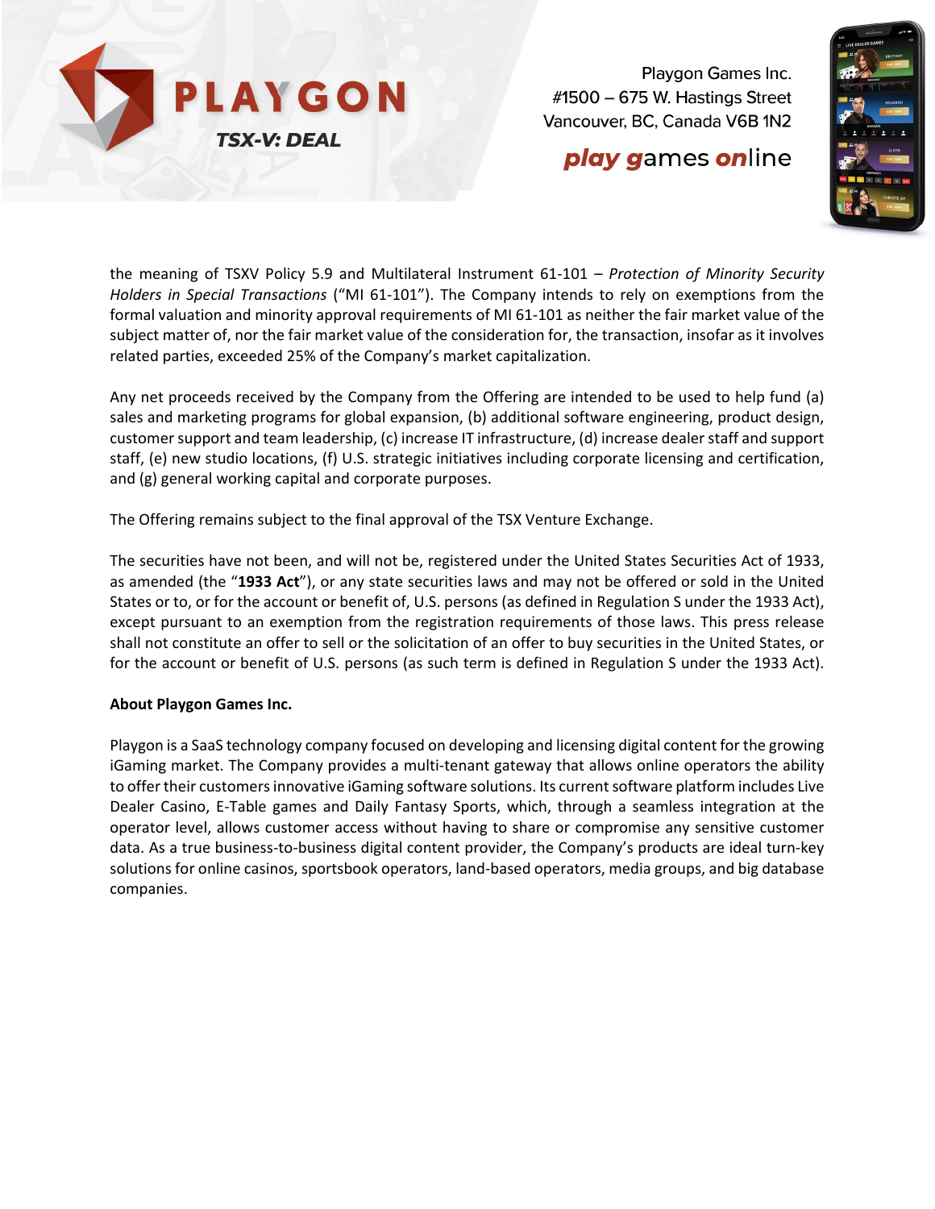the meaning of TSXV Policy 5.9 and Multilateral Instrument 61-101 – *Protection of Minority Security Holders in Special Transactions* ("MI 61-101"). The Company intends to rely on exemptions from the formal valuation and minority approval requirements of MI 61-101 as neither the fair market value of the subject matter of, nor the fair market value of the consideration for, the transaction, insofar as it involves related parties, exceeded 25% of the Company's market capitalization.

Any net proceeds received by the Company from the Offering are intended to be used to help fund (a) sales and marketing programs for global expansion, (b) additional software engineering, product design, customer support and team leadership, (c) increase IT infrastructure, (d) increase dealer staff and support staff, (e) new studio locations, (f) U.S. strategic initiatives including corporate licensing and certification, and (g) general working capital and corporate purposes.

The Offering remains subject to the final approval of the TSX Venture Exchange.

The securities have not been, and will not be, registered under the United States Securities Act of 1933, as amended (the "**1933 Act**"), or any state securities laws and may not be offered or sold in the United States or to, or for the account or benefit of, U.S. persons (as defined in Regulation S under the 1933 Act), except pursuant to an exemption from the registration requirements of those laws. This press release shall not constitute an offer to sell or the solicitation of an offer to buy securities in the United States, or for the account or benefit of U.S. persons (as such term is defined in Regulation S under the 1933 Act).

**About Playgon Games Inc.**

Playgon is a SaaS technology company focused on developing and licensing digital content for the growing iGaming market. The Company provides a multi-tenant gateway that allows online operators the ability to offer their customers innovative iGaming software solutions. Its current software platform includes Live Dealer Casino, E-Table games and Daily Fantasy Sports, which, through a seamless integration at the operator level, allows customer access without having to share or compromise any sensitive customer data. As a true business-to-business digital content provider, the Company's products are ideal turn-key solutions for online casinos, sportsbook operators, land-based operators, media groups, and big database companies.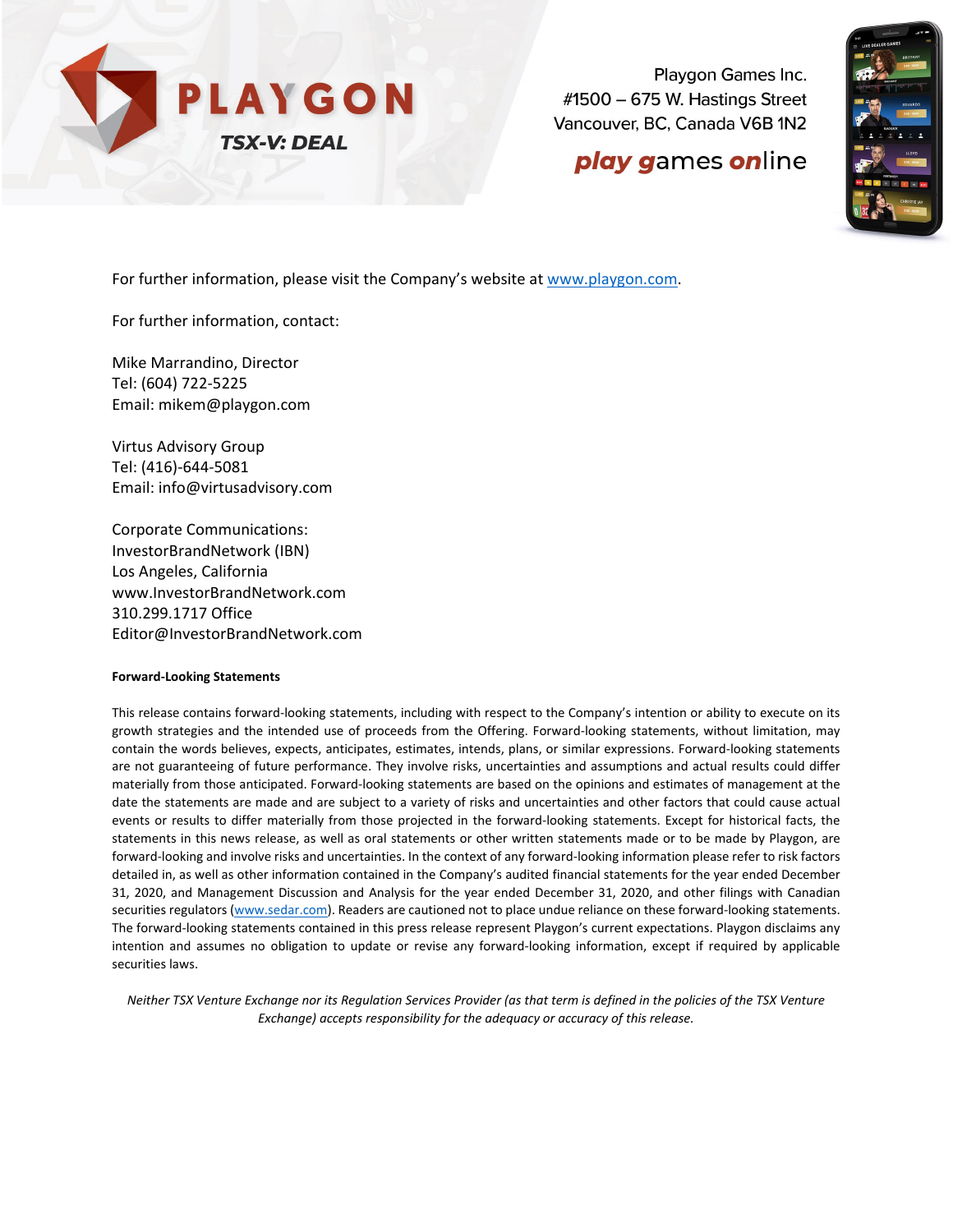For further information, please visit the Company's website at www.playgon.com.

For further information, contact:

Mike Marrandino, Director
Tel: (604) 722-5225
Email: mikem@playgon.com

Virtus Advisory Group
Tel: (416)-644-5081
Email: info@virtusadvisory.com

Corporate Communications:
InvestorBrandNetwork (IBN)
Los Angeles, California
www.InvestorBrandNetwork.com
310.299.1717 Office
Editor@InvestorBrandNetwork.com

**Forward-Looking Statements**

This release contains forward-looking statements, including with respect to the Company's intention or ability to execute on its growth strategies and the intended use of proceeds from the Offering. Forward-looking statements, without limitation, may contain the words believes, expects, anticipates, estimates, intends, plans, or similar expressions. Forward-looking statements are not guaranteeing of future performance. They involve risks, uncertainties and assumptions and actual results could differ materially from those anticipated. Forward-looking statements are based on the opinions and estimates of management at the date the statements are made and are subject to a variety of risks and uncertainties and other factors that could cause actual events or results to differ materially from those projected in the forward-looking statements. Except for historical facts, the statements in this news release, as well as oral statements or other written statements made or to be made by Playgon, are forward-looking and involve risks and uncertainties. In the context of any forward-looking information please refer to risk factors detailed in, as well as other information contained in the Company's audited financial statements for the year ended December 31, 2020, and Management Discussion and Analysis for the year ended December 31, 2020, and other filings with Canadian securities regulators (www.sedar.com). Readers are cautioned not to place undue reliance on these forward-looking statements. The forward-looking statements contained in this press release represent Playgon's current expectations. Playgon disclaims any intention and assumes no obligation to update or revise any forward-looking information, except if required by applicable securities laws.

*Neither TSX Venture Exchange nor its Regulation Services Provider (as that term is defined in the policies of the TSX Venture Exchange) accepts responsibility for the adequacy or accuracy of this release.*